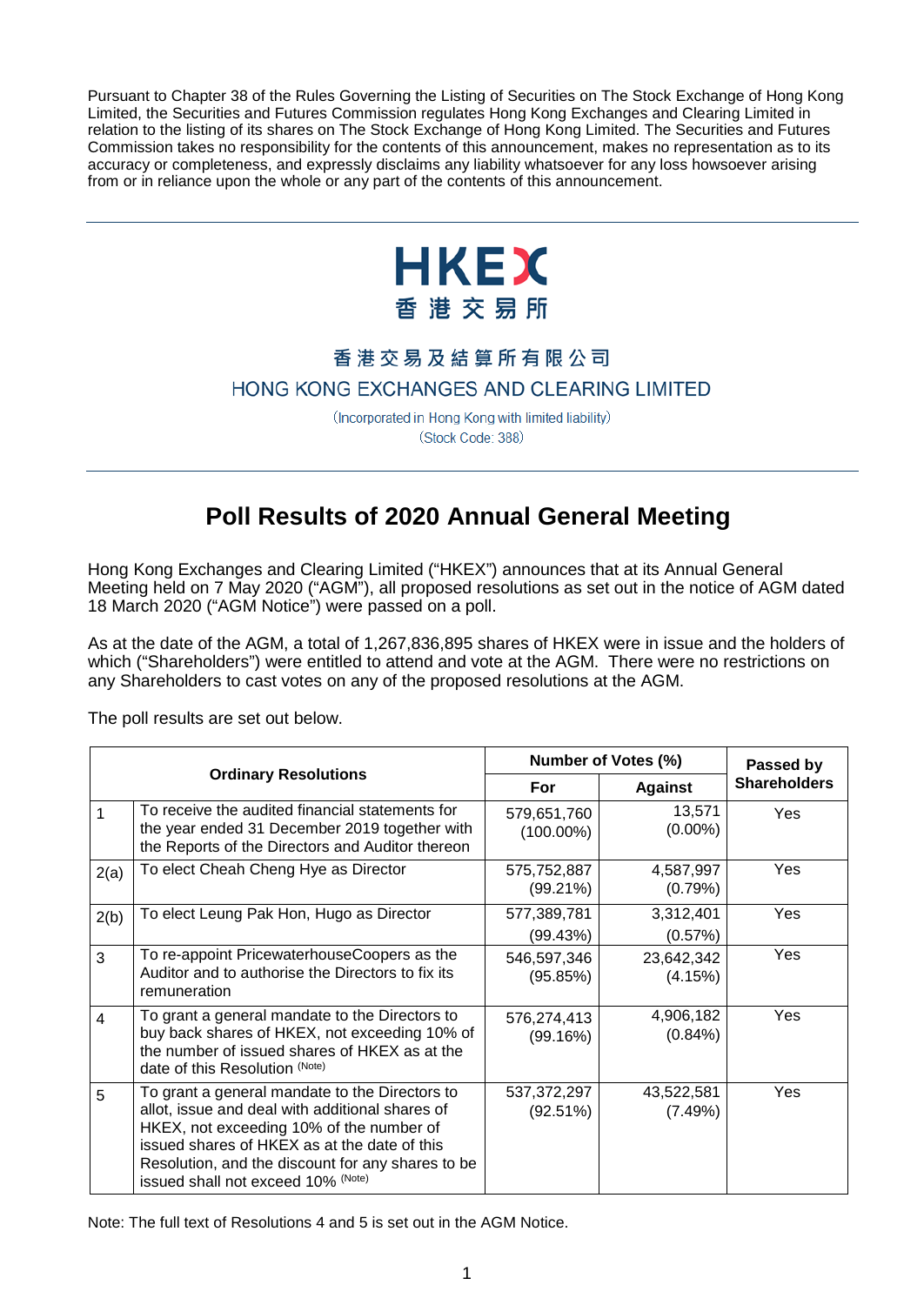Pursuant to Chapter 38 of the Rules Governing the Listing of Securities on The Stock Exchange of Hong Kong Limited, the Securities and Futures Commission regulates Hong Kong Exchanges and Clearing Limited in relation to the listing of its shares on The Stock Exchange of Hong Kong Limited. The Securities and Futures Commission takes no responsibility for the contents of this announcement, makes no representation as to its accuracy or completeness, and expressly disclaims any liability whatsoever for any loss howsoever arising from or in reliance upon the whole or any part of the contents of this announcement.

---

HKEX
香港交易所

香港交易及結算所有限公司
HONG KONG EXCHANGES AND CLEARING LIMITED

(Incorporated in Hong Kong with limited liability)
(Stock Code: 388)

---

# Poll Results of 2020 Annual General Meeting

Hong Kong Exchanges and Clearing Limited ("HKEX") announces that at its Annual General Meeting held on 7 May 2020 ("AGM"), all proposed resolutions as set out in the notice of AGM dated 18 March 2020 ("AGM Notice") were passed on a poll.

As at the date of the AGM, a total of 1,267,836,895 shares of HKEX were in issue and the holders of which ("Shareholders") were entitled to attend and vote at the AGM. There were no restrictions on any Shareholders to cast votes on any of the proposed resolutions at the AGM.

The poll results are set out below.

| Ordinary Resolutions | | Number of Votes (%) | | Passed by Shareholders |
|---|---|---|---|---|
| | | For | Against | |
| 1 | To receive the audited financial statements for the year ended 31 December 2019 together with the Reports of the Directors and Auditor thereon | 579,651,760 (100.00%) | 13,571 (0.00%) | Yes |
| 2(a) | To elect Cheah Cheng Hye as Director | 575,752,887 (99.21%) | 4,587,997 (0.79%) | Yes |
| 2(b) | To elect Leung Pak Hon, Hugo as Director | 577,389,781 (99.43%) | 3,312,401 (0.57%) | Yes |
| 3 | To re-appoint PricewaterhouseCoopers as the Auditor and to authorise the Directors to fix its remuneration | 546,597,346 (95.85%) | 23,642,342 (4.15%) | Yes |
| 4 | To grant a general mandate to the Directors to buy back shares of HKEX, not exceeding 10% of the number of issued shares of HKEX as at the date of this Resolution (Note) | 576,274,413 (99.16%) | 4,906,182 (0.84%) | Yes |
| 5 | To grant a general mandate to the Directors to allot, issue and deal with additional shares of HKEX, not exceeding 10% of the number of issued shares of HKEX as at the date of this Resolution, and the discount for any shares to be issued shall not exceed 10% (Note) | 537,372,297 (92.51%) | 43,522,581 (7.49%) | Yes |

Note: The full text of Resolutions 4 and 5 is set out in the AGM Notice.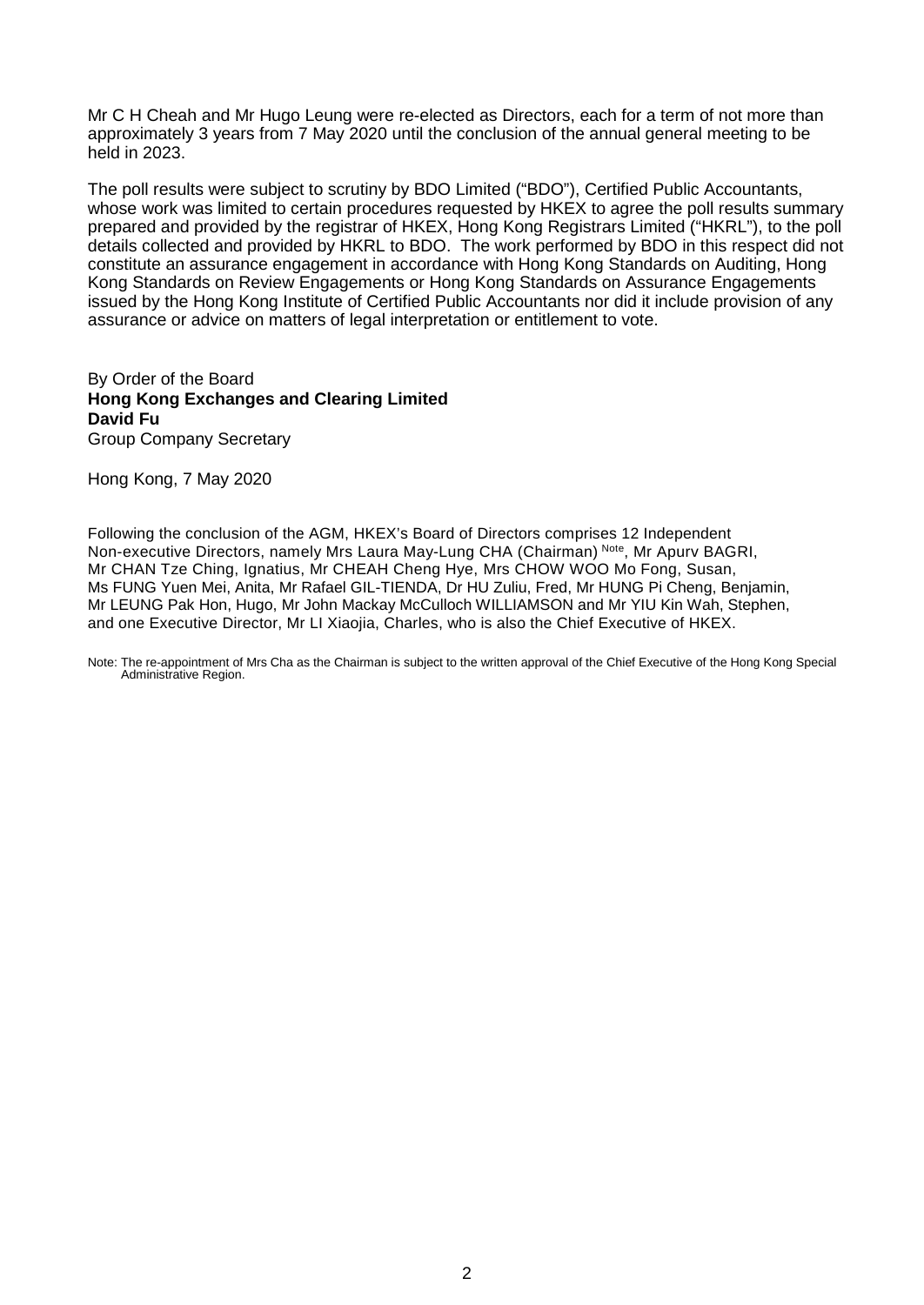Mr C H Cheah and Mr Hugo Leung were re-elected as Directors, each for a term of not more than approximately 3 years from 7 May 2020 until the conclusion of the annual general meeting to be held in 2023.

The poll results were subject to scrutiny by BDO Limited ("BDO"), Certified Public Accountants, whose work was limited to certain procedures requested by HKEX to agree the poll results summary prepared and provided by the registrar of HKEX, Hong Kong Registrars Limited ("HKRL"), to the poll details collected and provided by HKRL to BDO. The work performed by BDO in this respect did not constitute an assurance engagement in accordance with Hong Kong Standards on Auditing, Hong Kong Standards on Review Engagements or Hong Kong Standards on Assurance Engagements issued by the Hong Kong Institute of Certified Public Accountants nor did it include provision of any assurance or advice on matters of legal interpretation or entitlement to vote.

By Order of the Board
**Hong Kong Exchanges and Clearing Limited**
**David Fu**
Group Company Secretary

Hong Kong, 7 May 2020

Following the conclusion of the AGM, HKEX's Board of Directors comprises 12 Independent Non-executive Directors, namely Mrs Laura May-Lung CHA (Chairman) [Note], Mr Apurv BAGRI, Mr CHAN Tze Ching, Ignatius, Mr CHEAH Cheng Hye, Mrs CHOW WOO Mo Fong, Susan, Ms FUNG Yuen Mei, Anita, Mr Rafael GIL-TIENDA, Dr HU Zuliu, Fred, Mr HUNG Pi Cheng, Benjamin, Mr LEUNG Pak Hon, Hugo, Mr John Mackay McCulloch WILLIAMSON and Mr YIU Kin Wah, Stephen, and one Executive Director, Mr LI Xiaojia, Charles, who is also the Chief Executive of HKEX.

Note: The re-appointment of Mrs Cha as the Chairman is subject to the written approval of the Chief Executive of the Hong Kong Special Administrative Region.